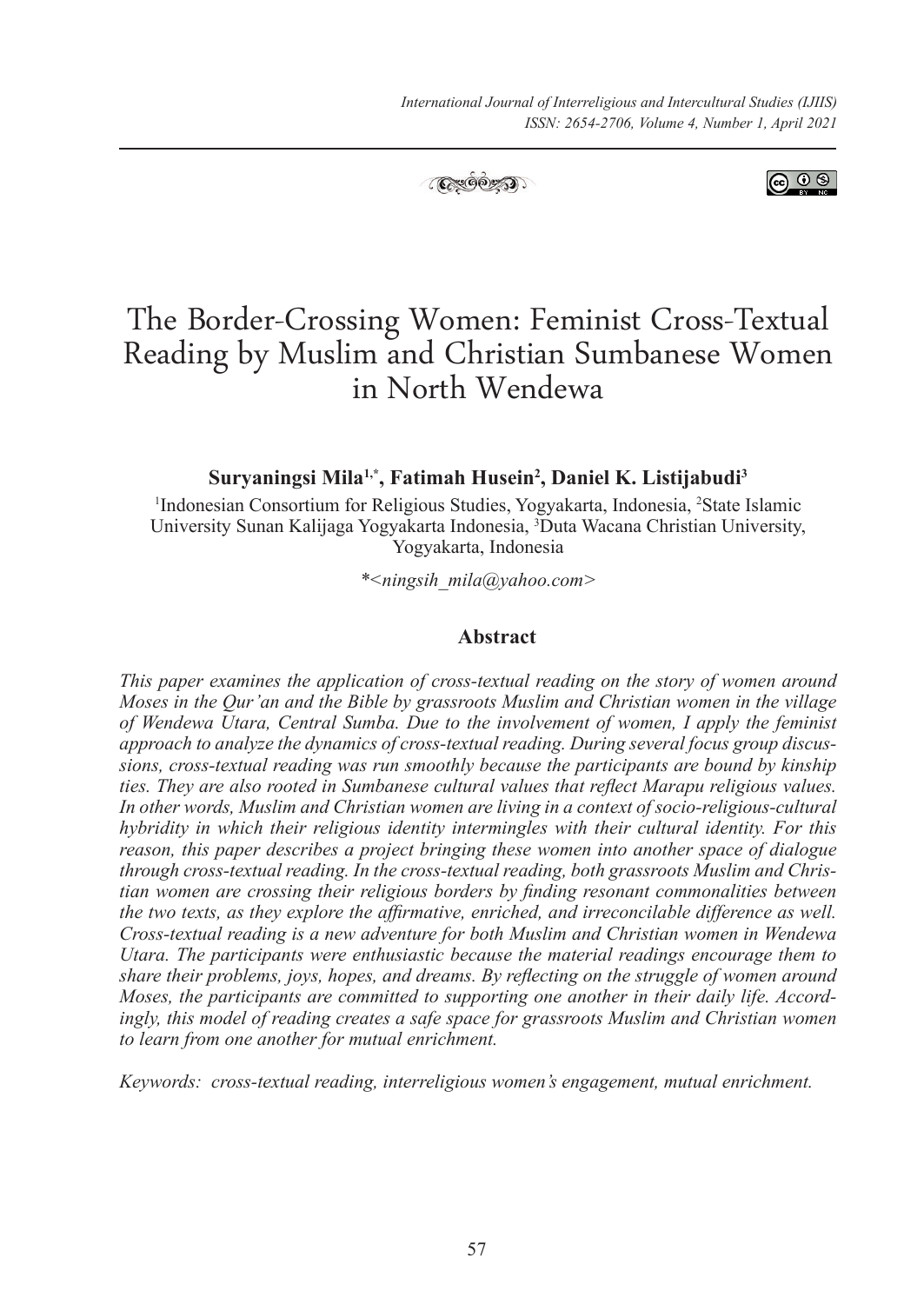# The Border-Crossing Women: Feminist Cross-Textual Reading by Muslim and Christian Sumbanese Women in North Wendewa

**Suryaningsi Mila[1,*], Fatimah Husein[2], Daniel K. Listijabudi[3]**

[1]Indonesian Consortium for Religious Studies, Yogyakarta, Indonesia, [2]State Islamic University Sunan Kalijaga Yogyakarta Indonesia, [3]Duta Wacana Christian University, Yogyakarta, Indonesia

**<ningsih_mila@yahoo.com>*

### Abstract

*This paper examines the application of cross-textual reading on the story of women around Moses in the Qur'an and the Bible by grassroots Muslim and Christian women in the village of Wendewa Utara, Central Sumba. Due to the involvement of women, I apply the feminist approach to analyze the dynamics of cross-textual reading. During several focus group discussions, cross-textual reading was run smoothly because the participants are bound by kinship ties. They are also rooted in Sumbanese cultural values that reflect Marapu religious values. In other words, Muslim and Christian women are living in a context of socio-religious-cultural hybridity in which their religious identity intermingles with their cultural identity. For this reason, this paper describes a project bringing these women into another space of dialogue through cross-textual reading. In the cross-textual reading, both grassroots Muslim and Christian women are crossing their religious borders by finding resonant commonalities between the two texts, as they explore the affirmative, enriched, and irreconcilable difference as well. Cross-textual reading is a new adventure for both Muslim and Christian women in Wendewa Utara. The participants were enthusiastic because the material readings encourage them to share their problems, joys, hopes, and dreams. By reflecting on the struggle of women around Moses, the participants are committed to supporting one another in their daily life. Accordingly, this model of reading creates a safe space for grassroots Muslim and Christian women to learn from one another for mutual enrichment.*

*Keywords: cross-textual reading, interreligious women's engagement, mutual enrichment.*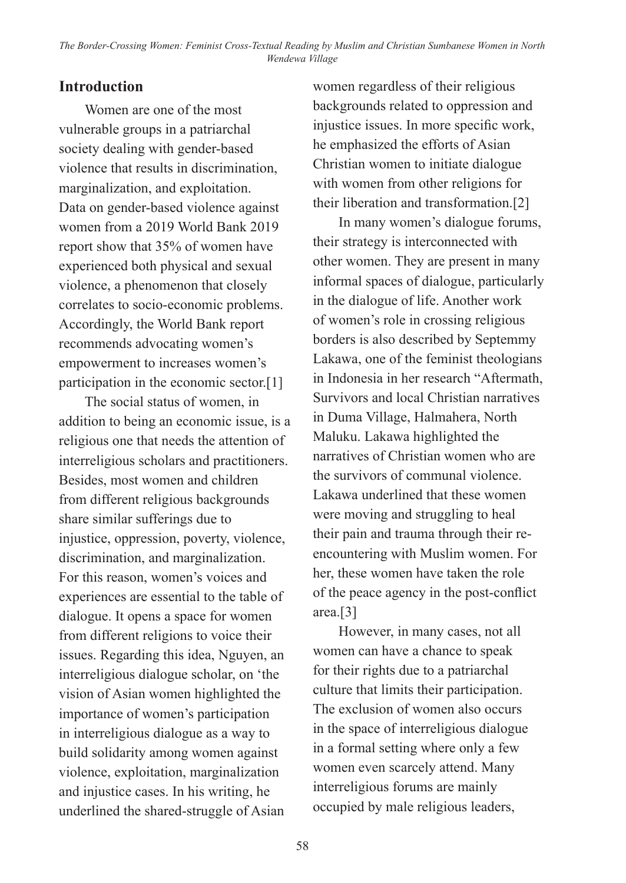## Introduction

Women are one of the most vulnerable groups in a patriarchal society dealing with gender-based violence that results in discrimination, marginalization, and exploitation. Data on gender-based violence against women from a 2019 World Bank 2019 report show that 35% of women have experienced both physical and sexual violence, a phenomenon that closely correlates to socio-economic problems. Accordingly, the World Bank report recommends advocating women's empowerment to increases women's participation in the economic sector.[1]

The social status of women, in addition to being an economic issue, is a religious one that needs the attention of interreligious scholars and practitioners. Besides, most women and children from different religious backgrounds share similar sufferings due to injustice, oppression, poverty, violence, discrimination, and marginalization. For this reason, women's voices and experiences are essential to the table of dialogue. It opens a space for women from different religions to voice their issues. Regarding this idea, Nguyen, an interreligious dialogue scholar, on 'the vision of Asian women highlighted the importance of women's participation in interreligious dialogue as a way to build solidarity among women against violence, exploitation, marginalization and injustice cases. In his writing, he underlined the shared-struggle of Asian women regardless of their religious backgrounds related to oppression and injustice issues. In more specific work, he emphasized the efforts of Asian Christian women to initiate dialogue with women from other religions for their liberation and transformation.[2]

In many women's dialogue forums, their strategy is interconnected with other women. They are present in many informal spaces of dialogue, particularly in the dialogue of life. Another work of women's role in crossing religious borders is also described by Septemmy Lakawa, one of the feminist theologians in Indonesia in her research "Aftermath, Survivors and local Christian narratives in Duma Village, Halmahera, North Maluku. Lakawa highlighted the narratives of Christian women who are the survivors of communal violence. Lakawa underlined that these women were moving and struggling to heal their pain and trauma through their re-encountering with Muslim women. For her, these women have taken the role of the peace agency in the post-conflict area.[3]

However, in many cases, not all women can have a chance to speak for their rights due to a patriarchal culture that limits their participation. The exclusion of women also occurs in the space of interreligious dialogue in a formal setting where only a few women even scarcely attend. Many interreligious forums are mainly occupied by male religious leaders,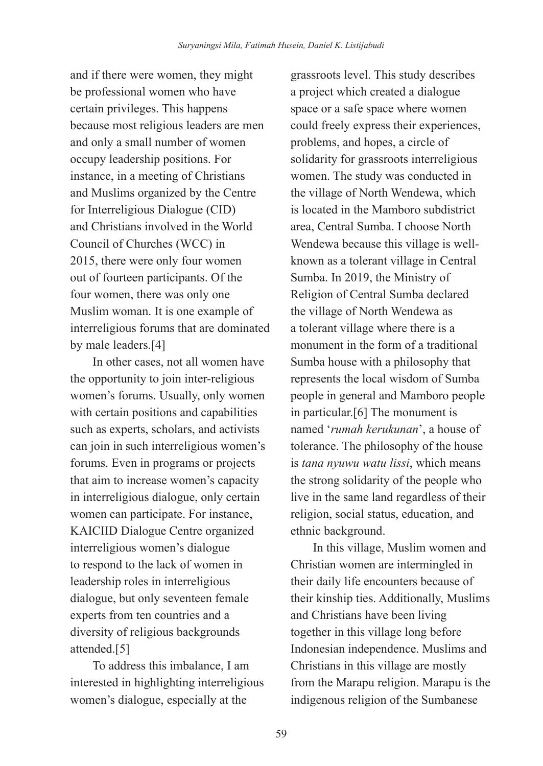and if there were women, they might be professional women who have certain privileges. This happens because most religious leaders are men and only a small number of women occupy leadership positions. For instance, in a meeting of Christians and Muslims organized by the Centre for Interreligious Dialogue (CID) and Christians involved in the World Council of Churches (WCC) in 2015, there were only four women out of fourteen participants. Of the four women, there was only one Muslim woman. It is one example of interreligious forums that are dominated by male leaders.[4]

In other cases, not all women have the opportunity to join inter-religious women's forums. Usually, only women with certain positions and capabilities such as experts, scholars, and activists can join in such interreligious women's forums. Even in programs or projects that aim to increase women's capacity in interreligious dialogue, only certain women can participate. For instance, KAICIID Dialogue Centre organized interreligious women's dialogue to respond to the lack of women in leadership roles in interreligious dialogue, but only seventeen female experts from ten countries and a diversity of religious backgrounds attended.[5]

To address this imbalance, I am interested in highlighting interreligious women's dialogue, especially at the grassroots level. This study describes a project which created a dialogue space or a safe space where women could freely express their experiences, problems, and hopes, a circle of solidarity for grassroots interreligious women. The study was conducted in the village of North Wendewa, which is located in the Mamboro subdistrict area, Central Sumba. I choose North Wendewa because this village is well-known as a tolerant village in Central Sumba. In 2019, the Ministry of Religion of Central Sumba declared the village of North Wendewa as a tolerant village where there is a monument in the form of a traditional Sumba house with a philosophy that represents the local wisdom of Sumba people in general and Mamboro people in particular.[6] The monument is named '*rumah kerukunan*', a house of tolerance. The philosophy of the house is *tana nyuwu watu lissi*, which means the strong solidarity of the people who live in the same land regardless of their religion, social status, education, and ethnic background.

In this village, Muslim women and Christian women are intermingled in their daily life encounters because of their kinship ties. Additionally, Muslims and Christians have been living together in this village long before Indonesian independence. Muslims and Christians in this village are mostly from the Marapu religion. Marapu is the indigenous religion of the Sumbanese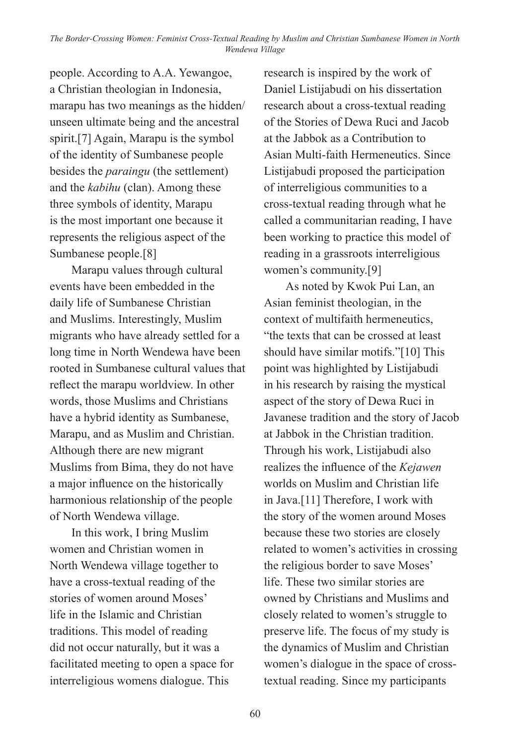people. According to A.A. Yewangoe, a Christian theologian in Indonesia, marapu has two meanings as the hidden/ unseen ultimate being and the ancestral spirit.[7] Again, Marapu is the symbol of the identity of Sumbanese people besides the *paraingu* (the settlement) and the *kabihu* (clan). Among these three symbols of identity, Marapu is the most important one because it represents the religious aspect of the Sumbanese people.[8]

Marapu values through cultural events have been embedded in the daily life of Sumbanese Christian and Muslims. Interestingly, Muslim migrants who have already settled for a long time in North Wendewa have been rooted in Sumbanese cultural values that reflect the marapu worldview. In other words, those Muslims and Christians have a hybrid identity as Sumbanese, Marapu, and as Muslim and Christian. Although there are new migrant Muslims from Bima, they do not have a major influence on the historically harmonious relationship of the people of North Wendewa village.

In this work, I bring Muslim women and Christian women in North Wendewa village together to have a cross-textual reading of the stories of women around Moses' life in the Islamic and Christian traditions. This model of reading did not occur naturally, but it was a facilitated meeting to open a space for interreligious womens dialogue. This research is inspired by the work of Daniel Listijabudi on his dissertation research about a cross-textual reading of the Stories of Dewa Ruci and Jacob at the Jabbok as a Contribution to Asian Multi-faith Hermeneutics. Since Listijabudi proposed the participation of interreligious communities to a cross-textual reading through what he called a communitarian reading, I have been working to practice this model of reading in a grassroots interreligious women's community.[9]

As noted by Kwok Pui Lan, an Asian feminist theologian, in the context of multifaith hermeneutics, "the texts that can be crossed at least should have similar motifs."[10] This point was highlighted by Listijabudi in his research by raising the mystical aspect of the story of Dewa Ruci in Javanese tradition and the story of Jacob at Jabbok in the Christian tradition. Through his work, Listijabudi also realizes the influence of the *Kejawen* worlds on Muslim and Christian life in Java.[11] Therefore, I work with the story of the women around Moses because these two stories are closely related to women's activities in crossing the religious border to save Moses' life. These two similar stories are owned by Christians and Muslims and closely related to women's struggle to preserve life. The focus of my study is the dynamics of Muslim and Christian women's dialogue in the space of cross-textual reading. Since my participants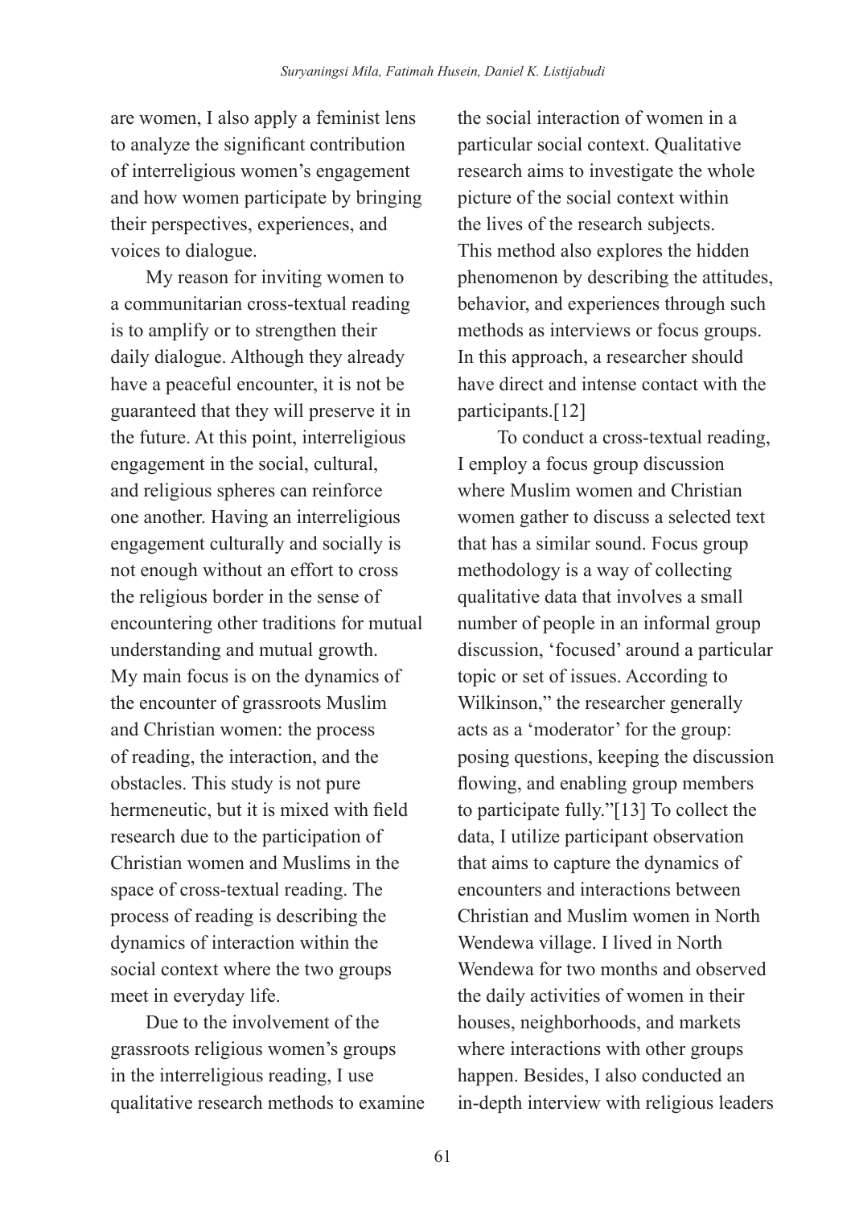are women, I also apply a feminist lens to analyze the significant contribution of interreligious women's engagement and how women participate by bringing their perspectives, experiences, and voices to dialogue.

My reason for inviting women to a communitarian cross-textual reading is to amplify or to strengthen their daily dialogue. Although they already have a peaceful encounter, it is not be guaranteed that they will preserve it in the future. At this point, interreligious engagement in the social, cultural, and religious spheres can reinforce one another. Having an interreligious engagement culturally and socially is not enough without an effort to cross the religious border in the sense of encountering other traditions for mutual understanding and mutual growth. My main focus is on the dynamics of the encounter of grassroots Muslim and Christian women: the process of reading, the interaction, and the obstacles. This study is not pure hermeneutic, but it is mixed with field research due to the participation of Christian women and Muslims in the space of cross-textual reading. The process of reading is describing the dynamics of interaction within the social context where the two groups meet in everyday life.

Due to the involvement of the grassroots religious women's groups in the interreligious reading, I use qualitative research methods to examine the social interaction of women in a particular social context. Qualitative research aims to investigate the whole picture of the social context within the lives of the research subjects. This method also explores the hidden phenomenon by describing the attitudes, behavior, and experiences through such methods as interviews or focus groups. In this approach, a researcher should have direct and intense contact with the participants.[12]

To conduct a cross-textual reading, I employ a focus group discussion where Muslim women and Christian women gather to discuss a selected text that has a similar sound. Focus group methodology is a way of collecting qualitative data that involves a small number of people in an informal group discussion, 'focused' around a particular topic or set of issues. According to Wilkinson," the researcher generally acts as a 'moderator' for the group: posing questions, keeping the discussion flowing, and enabling group members to participate fully."[13] To collect the data, I utilize participant observation that aims to capture the dynamics of encounters and interactions between Christian and Muslim women in North Wendewa village. I lived in North Wendewa for two months and observed the daily activities of women in their houses, neighborhoods, and markets where interactions with other groups happen. Besides, I also conducted an in-depth interview with religious leaders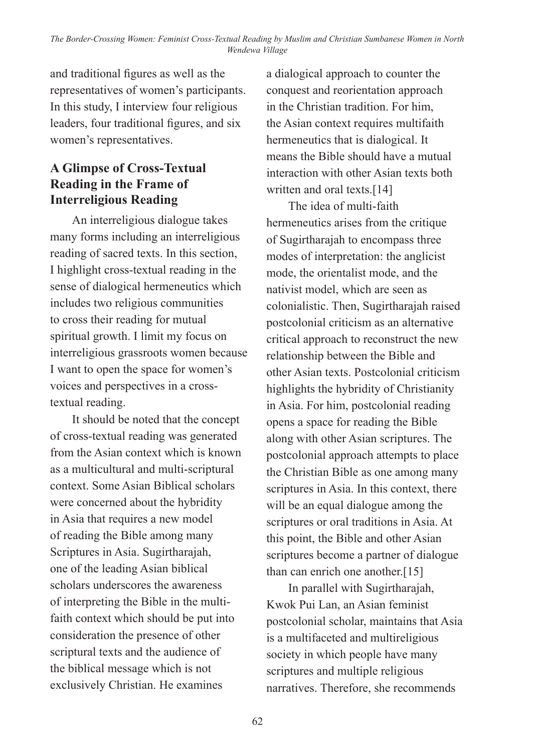and traditional figures as well as the representatives of women's participants. In this study, I interview four religious leaders, four traditional figures, and six women's representatives.

## A Glimpse of Cross-Textual Reading in the Frame of Interreligious Reading

An interreligious dialogue takes many forms including an interreligious reading of sacred texts. In this section, I highlight cross-textual reading in the sense of dialogical hermeneutics which includes two religious communities to cross their reading for mutual spiritual growth. I limit my focus on interreligious grassroots women because I want to open the space for women's voices and perspectives in a cross-textual reading.

It should be noted that the concept of cross-textual reading was generated from the Asian context which is known as a multicultural and multi-scriptural context. Some Asian Biblical scholars were concerned about the hybridity in Asia that requires a new model of reading the Bible among many Scriptures in Asia. Sugirtharajah, one of the leading Asian biblical scholars underscores the awareness of interpreting the Bible in the multi-faith context which should be put into consideration the presence of other scriptural texts and the audience of the biblical message which is not exclusively Christian. He examines a dialogical approach to counter the conquest and reorientation approach in the Christian tradition. For him, the Asian context requires multifaith hermeneutics that is dialogical. It means the Bible should have a mutual interaction with other Asian texts both written and oral texts.[14]

The idea of multi-faith hermeneutics arises from the critique of Sugirtharajah to encompass three modes of interpretation: the anglicist mode, the orientalist mode, and the nativist model, which are seen as colonialistic. Then, Sugirtharajah raised postcolonial criticism as an alternative critical approach to reconstruct the new relationship between the Bible and other Asian texts. Postcolonial criticism highlights the hybridity of Christianity in Asia. For him, postcolonial reading opens a space for reading the Bible along with other Asian scriptures. The postcolonial approach attempts to place the Christian Bible as one among many scriptures in Asia. In this context, there will be an equal dialogue among the scriptures or oral traditions in Asia. At this point, the Bible and other Asian scriptures become a partner of dialogue than can enrich one another.[15]

In parallel with Sugirtharajah, Kwok Pui Lan, an Asian feminist postcolonial scholar, maintains that Asia is a multifaceted and multireligious society in which people have many scriptures and multiple religious narratives. Therefore, she recommends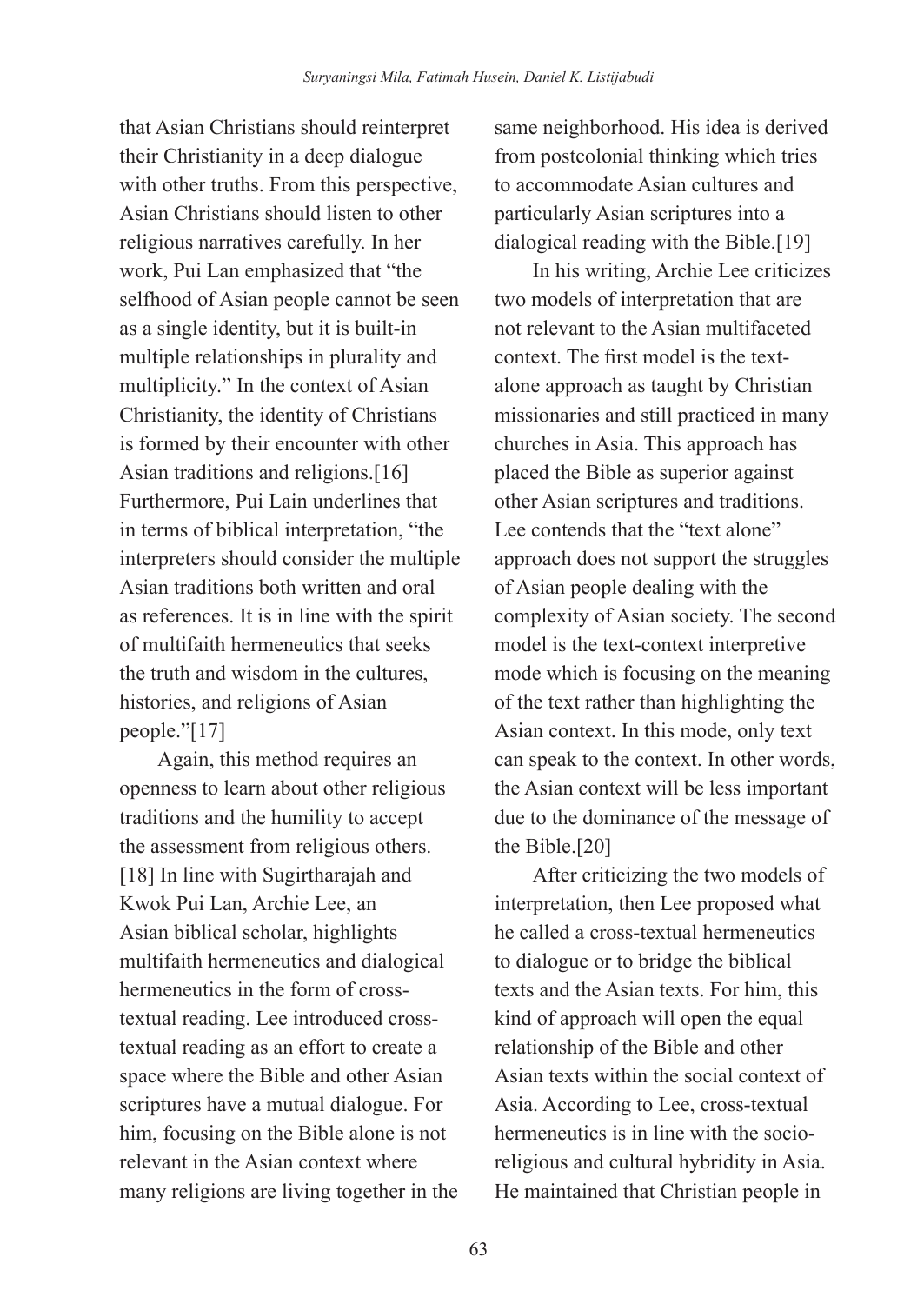that Asian Christians should reinterpret their Christianity in a deep dialogue with other truths. From this perspective, Asian Christians should listen to other religious narratives carefully. In her work, Pui Lan emphasized that "the selfhood of Asian people cannot be seen as a single identity, but it is built-in multiple relationships in plurality and multiplicity." In the context of Asian Christianity, the identity of Christians is formed by their encounter with other Asian traditions and religions.[16] Furthermore, Pui Lain underlines that in terms of biblical interpretation, "the interpreters should consider the multiple Asian traditions both written and oral as references. It is in line with the spirit of multifaith hermeneutics that seeks the truth and wisdom in the cultures, histories, and religions of Asian people."[17]

Again, this method requires an openness to learn about other religious traditions and the humility to accept the assessment from religious others.[18] In line with Sugirtharajah and Kwok Pui Lan, Archie Lee, an Asian biblical scholar, highlights multifaith hermeneutics and dialogical hermeneutics in the form of cross-textual reading. Lee introduced cross-textual reading as an effort to create a space where the Bible and other Asian scriptures have a mutual dialogue. For him, focusing on the Bible alone is not relevant in the Asian context where many religions are living together in the same neighborhood. His idea is derived from postcolonial thinking which tries to accommodate Asian cultures and particularly Asian scriptures into a dialogical reading with the Bible.[19]

In his writing, Archie Lee criticizes two models of interpretation that are not relevant to the Asian multifaceted context. The first model is the text-alone approach as taught by Christian missionaries and still practiced in many churches in Asia. This approach has placed the Bible as superior against other Asian scriptures and traditions. Lee contends that the "text alone" approach does not support the struggles of Asian people dealing with the complexity of Asian society. The second model is the text-context interpretive mode which is focusing on the meaning of the text rather than highlighting the Asian context. In this mode, only text can speak to the context. In other words, the Asian context will be less important due to the dominance of the message of the Bible.[20]

After criticizing the two models of interpretation, then Lee proposed what he called a cross-textual hermeneutics to dialogue or to bridge the biblical texts and the Asian texts. For him, this kind of approach will open the equal relationship of the Bible and other Asian texts within the social context of Asia. According to Lee, cross-textual hermeneutics is in line with the socio-religious and cultural hybridity in Asia. He maintained that Christian people in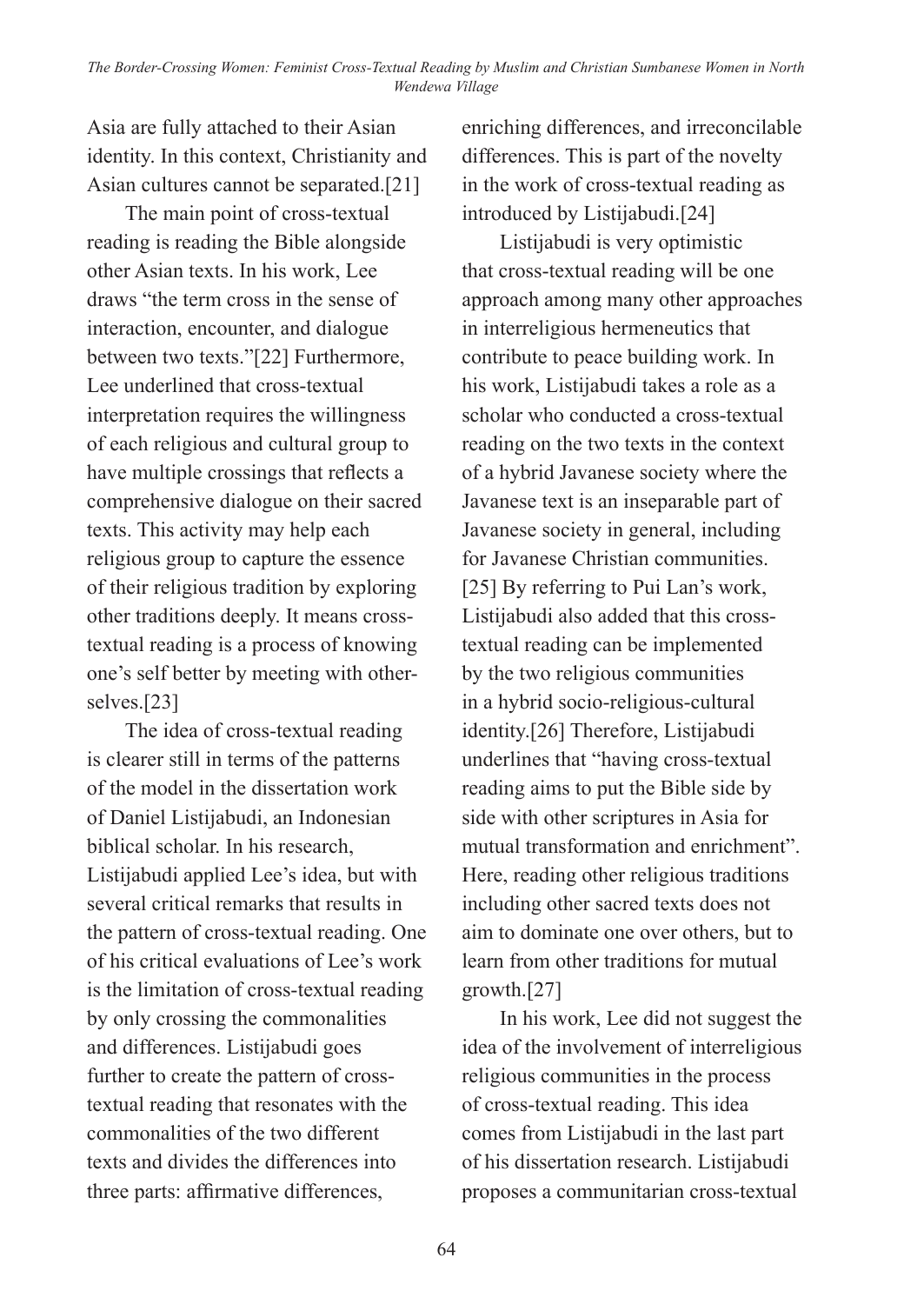Asia are fully attached to their Asian identity. In this context, Christianity and Asian cultures cannot be separated.[21]

The main point of cross-textual reading is reading the Bible alongside other Asian texts. In his work, Lee draws "the term cross in the sense of interaction, encounter, and dialogue between two texts."[22] Furthermore, Lee underlined that cross-textual interpretation requires the willingness of each religious and cultural group to have multiple crossings that reflects a comprehensive dialogue on their sacred texts. This activity may help each religious group to capture the essence of their religious tradition by exploring other traditions deeply. It means cross-textual reading is a process of knowing one's self better by meeting with other-selves.[23]

The idea of cross-textual reading is clearer still in terms of the patterns of the model in the dissertation work of Daniel Listijabudi, an Indonesian biblical scholar. In his research, Listijabudi applied Lee's idea, but with several critical remarks that results in the pattern of cross-textual reading. One of his critical evaluations of Lee's work is the limitation of cross-textual reading by only crossing the commonalities and differences. Listijabudi goes further to create the pattern of cross-textual reading that resonates with the commonalities of the two different texts and divides the differences into three parts: affirmative differences, enriching differences, and irreconcilable differences. This is part of the novelty in the work of cross-textual reading as introduced by Listijabudi.[24]

Listijabudi is very optimistic that cross-textual reading will be one approach among many other approaches in interreligious hermeneutics that contribute to peace building work. In his work, Listijabudi takes a role as a scholar who conducted a cross-textual reading on the two texts in the context of a hybrid Javanese society where the Javanese text is an inseparable part of Javanese society in general, including for Javanese Christian communities.[25] By referring to Pui Lan's work, Listijabudi also added that this cross-textual reading can be implemented by the two religious communities in a hybrid socio-religious-cultural identity.[26] Therefore, Listijabudi underlines that "having cross-textual reading aims to put the Bible side by side with other scriptures in Asia for mutual transformation and enrichment". Here, reading other religious traditions including other sacred texts does not aim to dominate one over others, but to learn from other traditions for mutual growth.[27]

In his work, Lee did not suggest the idea of the involvement of interreligious religious communities in the process of cross-textual reading. This idea comes from Listijabudi in the last part of his dissertation research. Listijabudi proposes a communitarian cross-textual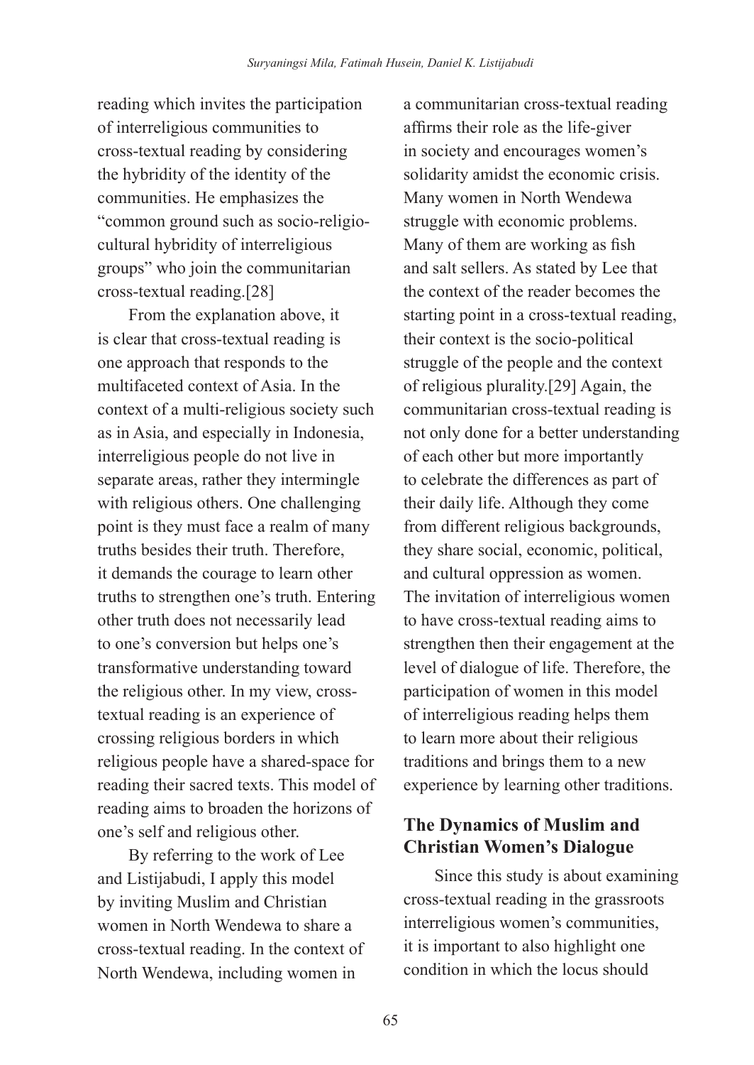reading which invites the participation of interreligious communities to cross-textual reading by considering the hybridity of the identity of the communities. He emphasizes the "common ground such as socio-religio-cultural hybridity of interreligious groups" who join the communitarian cross-textual reading.[28]

From the explanation above, it is clear that cross-textual reading is one approach that responds to the multifaceted context of Asia. In the context of a multi-religious society such as in Asia, and especially in Indonesia, interreligious people do not live in separate areas, rather they intermingle with religious others. One challenging point is they must face a realm of many truths besides their truth. Therefore, it demands the courage to learn other truths to strengthen one's truth. Entering other truth does not necessarily lead to one's conversion but helps one's transformative understanding toward the religious other. In my view, cross-textual reading is an experience of crossing religious borders in which religious people have a shared-space for reading their sacred texts. This model of reading aims to broaden the horizons of one's self and religious other.

By referring to the work of Lee and Listijabudi, I apply this model by inviting Muslim and Christian women in North Wendewa to share a cross-textual reading. In the context of North Wendewa, including women in a communitarian cross-textual reading affirms their role as the life-giver in society and encourages women's solidarity amidst the economic crisis. Many women in North Wendewa struggle with economic problems. Many of them are working as fish and salt sellers. As stated by Lee that the context of the reader becomes the starting point in a cross-textual reading, their context is the socio-political struggle of the people and the context of religious plurality.[29] Again, the communitarian cross-textual reading is not only done for a better understanding of each other but more importantly to celebrate the differences as part of their daily life. Although they come from different religious backgrounds, they share social, economic, political, and cultural oppression as women. The invitation of interreligious women to have cross-textual reading aims to strengthen then their engagement at the level of dialogue of life. Therefore, the participation of women in this model of interreligious reading helps them to learn more about their religious traditions and brings them to a new experience by learning other traditions.

## The Dynamics of Muslim and Christian Women's Dialogue

Since this study is about examining cross-textual reading in the grassroots interreligious women's communities, it is important to also highlight one condition in which the locus should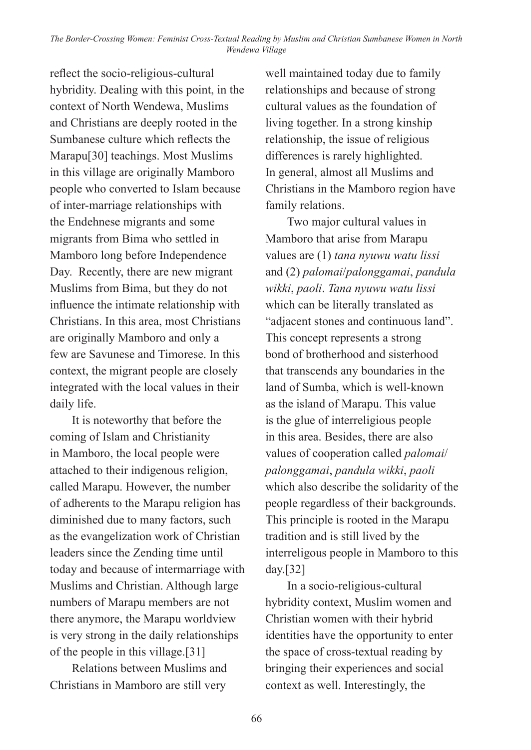reflect the socio-religious-cultural hybridity. Dealing with this point, in the context of North Wendewa, Muslims and Christians are deeply rooted in the Sumbanese culture which reflects the Marapu[30] teachings. Most Muslims in this village are originally Mamboro people who converted to Islam because of inter-marriage relationships with the Endehnese migrants and some migrants from Bima who settled in Mamboro long before Independence Day. Recently, there are new migrant Muslims from Bima, but they do not influence the intimate relationship with Christians. In this area, most Christians are originally Mamboro and only a few are Savunese and Timorese. In this context, the migrant people are closely integrated with the local values in their daily life.

It is noteworthy that before the coming of Islam and Christianity in Mamboro, the local people were attached to their indigenous religion, called Marapu. However, the number of adherents to the Marapu religion has diminished due to many factors, such as the evangelization work of Christian leaders since the Zending time until today and because of intermarriage with Muslims and Christian. Although large numbers of Marapu members are not there anymore, the Marapu worldview is very strong in the daily relationships of the people in this village.[31]

Relations between Muslims and Christians in Mamboro are still very well maintained today due to family relationships and because of strong cultural values as the foundation of living together. In a strong kinship relationship, the issue of religious differences is rarely highlighted. In general, almost all Muslims and Christians in the Mamboro region have family relations.

Two major cultural values in Mamboro that arise from Marapu values are (1) *tana nyuwu watu lissi* and (2) *palomai*/*palonggamai*, *pandula wikki*, *paoli*. *Tana nyuwu watu lissi* which can be literally translated as "adjacent stones and continuous land". This concept represents a strong bond of brotherhood and sisterhood that transcends any boundaries in the land of Sumba, which is well-known as the island of Marapu. This value is the glue of interreligious people in this area. Besides, there are also values of cooperation called *palomai*/*palonggamai*, *pandula wikki*, *paoli* which also describe the solidarity of the people regardless of their backgrounds. This principle is rooted in the Marapu tradition and is still lived by the interreligous people in Mamboro to this day.[32]

In a socio-religious-cultural hybridity context, Muslim women and Christian women with their hybrid identities have the opportunity to enter the space of cross-textual reading by bringing their experiences and social context as well. Interestingly, the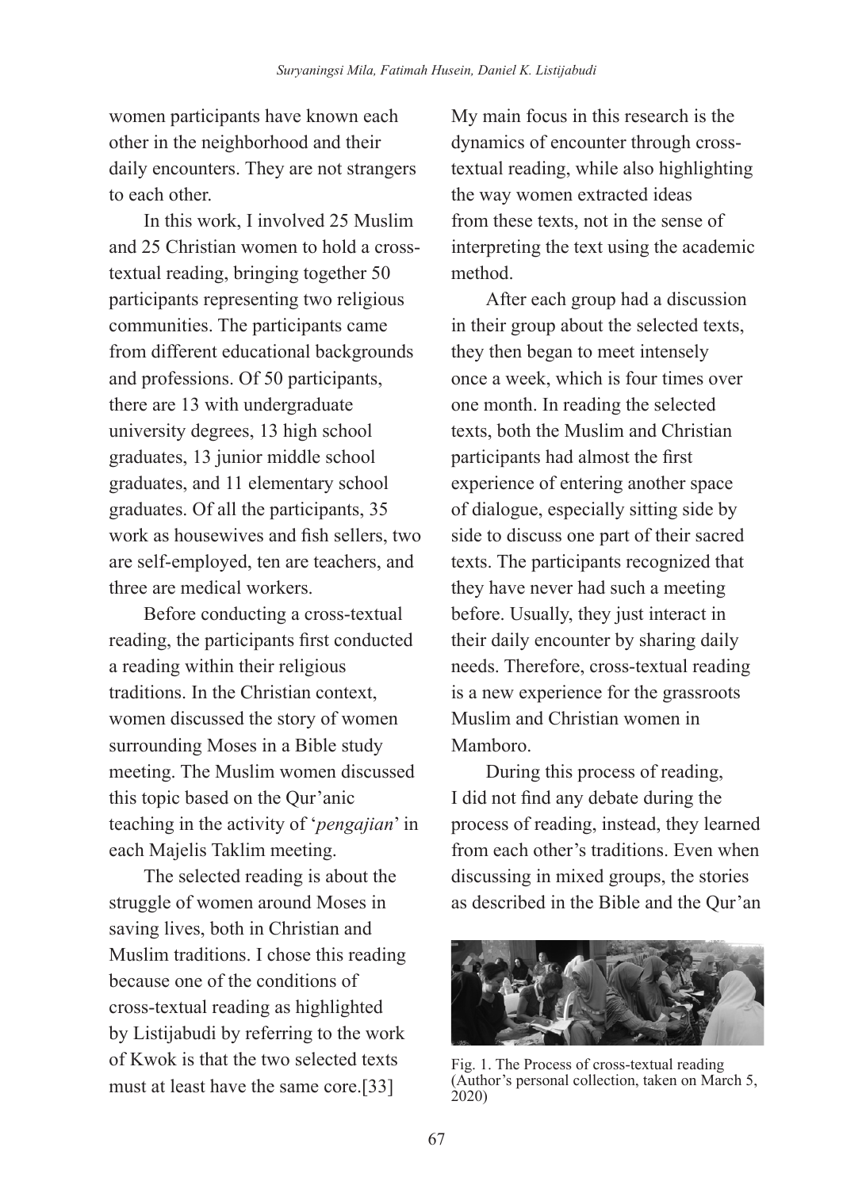women participants have known each other in the neighborhood and their daily encounters. They are not strangers to each other.

In this work, I involved 25 Muslim and 25 Christian women to hold a cross-textual reading, bringing together 50 participants representing two religious communities. The participants came from different educational backgrounds and professions. Of 50 participants, there are 13 with undergraduate university degrees, 13 high school graduates, 13 junior middle school graduates, and 11 elementary school graduates. Of all the participants, 35 work as housewives and fish sellers, two are self-employed, ten are teachers, and three are medical workers.

Before conducting a cross-textual reading, the participants first conducted a reading within their religious traditions. In the Christian context, women discussed the story of women surrounding Moses in a Bible study meeting. The Muslim women discussed this topic based on the Qur'anic teaching in the activity of '*pengajian*' in each Majelis Taklim meeting.

The selected reading is about the struggle of women around Moses in saving lives, both in Christian and Muslim traditions. I chose this reading because one of the conditions of cross-textual reading as highlighted by Listijabudi by referring to the work of Kwok is that the two selected texts must at least have the same core.[33]

My main focus in this research is the dynamics of encounter through cross-textual reading, while also highlighting the way women extracted ideas from these texts, not in the sense of interpreting the text using the academic method.

After each group had a discussion in their group about the selected texts, they then began to meet intensely once a week, which is four times over one month. In reading the selected texts, both the Muslim and Christian participants had almost the first experience of entering another space of dialogue, especially sitting side by side to discuss one part of their sacred texts. The participants recognized that they have never had such a meeting before. Usually, they just interact in their daily encounter by sharing daily needs. Therefore, cross-textual reading is a new experience for the grassroots Muslim and Christian women in Mamboro.

During this process of reading, I did not find any debate during the process of reading, instead, they learned from each other's traditions. Even when discussing in mixed groups, the stories as described in the Bible and the Qur'an

Fig. 1. The Process of cross-textual reading (Author's personal collection, taken on March 5, 2020)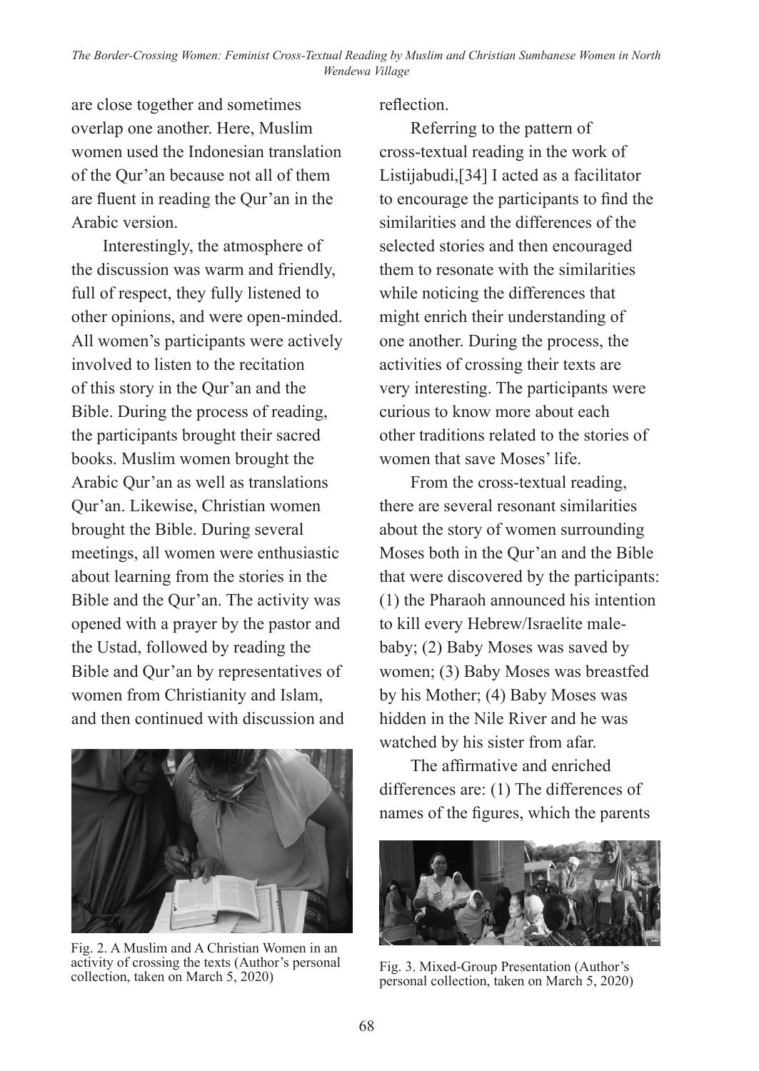are close together and sometimes overlap one another. Here, Muslim women used the Indonesian translation of the Qur'an because not all of them are fluent in reading the Qur'an in the Arabic version.

Interestingly, the atmosphere of the discussion was warm and friendly, full of respect, they fully listened to other opinions, and were open-minded. All women's participants were actively involved to listen to the recitation of this story in the Qur'an and the Bible. During the process of reading, the participants brought their sacred books. Muslim women brought the Arabic Qur'an as well as translations Qur'an. Likewise, Christian women brought the Bible. During several meetings, all women were enthusiastic about learning from the stories in the Bible and the Qur'an. The activity was opened with a prayer by the pastor and the Ustad, followed by reading the Bible and Qur'an by representatives of women from Christianity and Islam, and then continued with discussion and reflection.

Fig. 2. A Muslim and A Christian Women in an activity of crossing the texts (Author's personal collection, taken on March 5, 2020)

Referring to the pattern of cross-textual reading in the work of Listijabudi,[34] I acted as a facilitator to encourage the participants to find the similarities and the differences of the selected stories and then encouraged them to resonate with the similarities while noticing the differences that might enrich their understanding of one another. During the process, the activities of crossing their texts are very interesting. The participants were curious to know more about each other traditions related to the stories of women that save Moses' life.

From the cross-textual reading, there are several resonant similarities about the story of women surrounding Moses both in the Qur'an and the Bible that were discovered by the participants: (1) the Pharaoh announced his intention to kill every Hebrew/Israelite male-baby; (2) Baby Moses was saved by women; (3) Baby Moses was breastfed by his Mother; (4) Baby Moses was hidden in the Nile River and he was watched by his sister from afar.

The affirmative and enriched differences are: (1) The differences of names of the figures, which the parents

Fig. 3. Mixed-Group Presentation (Author's personal collection, taken on March 5, 2020)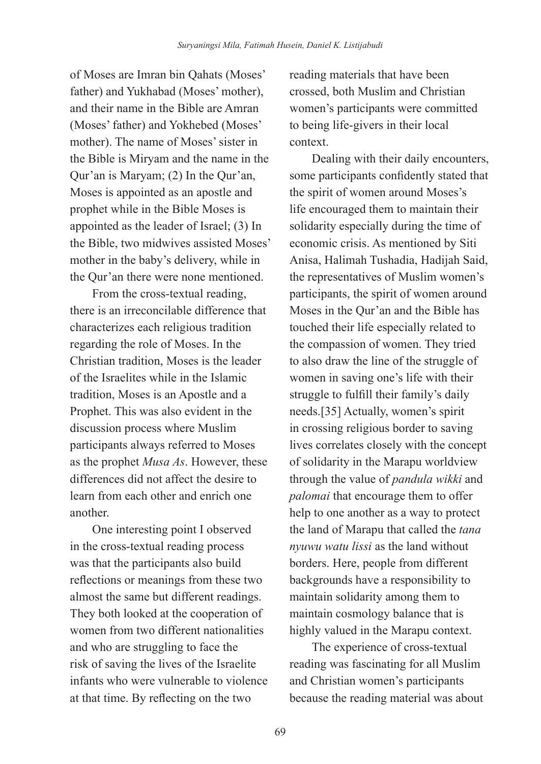of Moses are Imran bin Qahats (Moses' father) and Yukhabad (Moses' mother), and their name in the Bible are Amran (Moses' father) and Yokhebed (Moses' mother). The name of Moses' sister in the Bible is Miryam and the name in the Qur'an is Maryam; (2) In the Qur'an, Moses is appointed as an apostle and prophet while in the Bible Moses is appointed as the leader of Israel; (3) In the Bible, two midwives assisted Moses' mother in the baby's delivery, while in the Qur'an there were none mentioned.

From the cross-textual reading, there is an irreconcilable difference that characterizes each religious tradition regarding the role of Moses. In the Christian tradition, Moses is the leader of the Israelites while in the Islamic tradition, Moses is an Apostle and a Prophet. This was also evident in the discussion process where Muslim participants always referred to Moses as the prophet *Musa As*. However, these differences did not affect the desire to learn from each other and enrich one another.

One interesting point I observed in the cross-textual reading process was that the participants also build reflections or meanings from these two almost the same but different readings. They both looked at the cooperation of women from two different nationalities and who are struggling to face the risk of saving the lives of the Israelite infants who were vulnerable to violence at that time. By reflecting on the two reading materials that have been crossed, both Muslim and Christian women's participants were committed to being life-givers in their local context.

Dealing with their daily encounters, some participants confidently stated that the spirit of women around Moses's life encouraged them to maintain their solidarity especially during the time of economic crisis. As mentioned by Siti Anisa, Halimah Tushadia, Hadijah Said, the representatives of Muslim women's participants, the spirit of women around Moses in the Qur'an and the Bible has touched their life especially related to the compassion of women. They tried to also draw the line of the struggle of women in saving one's life with their struggle to fulfill their family's daily needs.[35] Actually, women's spirit in crossing religious border to saving lives correlates closely with the concept of solidarity in the Marapu worldview through the value of *pandula wikki* and *palomai* that encourage them to offer help to one another as a way to protect the land of Marapu that called the *tana nyuwu watu lissi* as the land without borders. Here, people from different backgrounds have a responsibility to maintain solidarity among them to maintain cosmology balance that is highly valued in the Marapu context.

The experience of cross-textual reading was fascinating for all Muslim and Christian women's participants because the reading material was about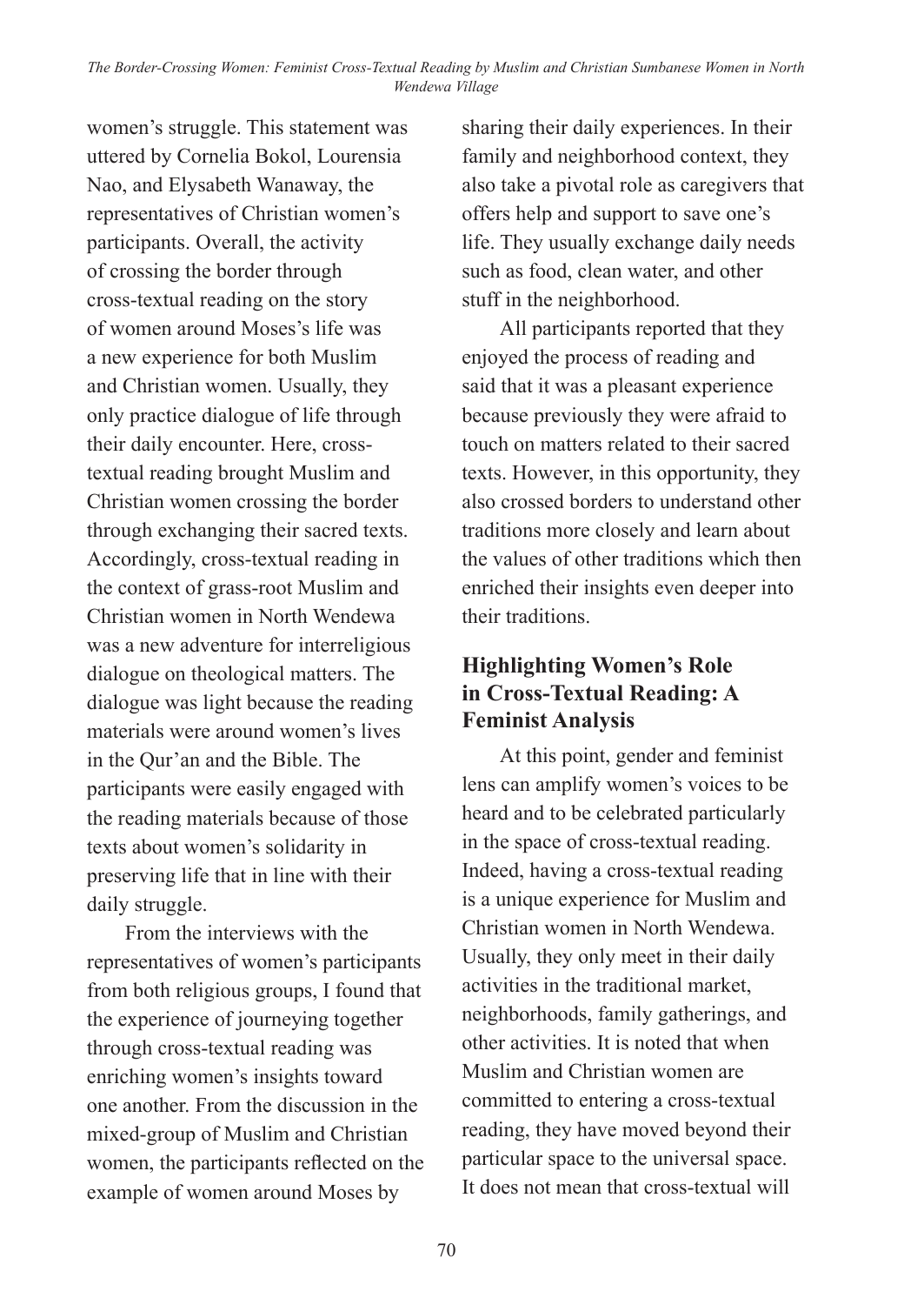women's struggle. This statement was uttered by Cornelia Bokol, Lourensia Nao, and Elysabeth Wanaway, the representatives of Christian women's participants. Overall, the activity of crossing the border through cross-textual reading on the story of women around Moses's life was a new experience for both Muslim and Christian women. Usually, they only practice dialogue of life through their daily encounter. Here, cross-textual reading brought Muslim and Christian women crossing the border through exchanging their sacred texts. Accordingly, cross-textual reading in the context of grass-root Muslim and Christian women in North Wendewa was a new adventure for interreligious dialogue on theological matters. The dialogue was light because the reading materials were around women's lives in the Qur'an and the Bible. The participants were easily engaged with the reading materials because of those texts about women's solidarity in preserving life that in line with their daily struggle.

From the interviews with the representatives of women's participants from both religious groups, I found that the experience of journeying together through cross-textual reading was enriching women's insights toward one another. From the discussion in the mixed-group of Muslim and Christian women, the participants reflected on the example of women around Moses by sharing their daily experiences. In their family and neighborhood context, they also take a pivotal role as caregivers that offers help and support to save one's life. They usually exchange daily needs such as food, clean water, and other stuff in the neighborhood.

All participants reported that they enjoyed the process of reading and said that it was a pleasant experience because previously they were afraid to touch on matters related to their sacred texts. However, in this opportunity, they also crossed borders to understand other traditions more closely and learn about the values of other traditions which then enriched their insights even deeper into their traditions.

## Highlighting Women's Role in Cross-Textual Reading: A Feminist Analysis

At this point, gender and feminist lens can amplify women's voices to be heard and to be celebrated particularly in the space of cross-textual reading. Indeed, having a cross-textual reading is a unique experience for Muslim and Christian women in North Wendewa. Usually, they only meet in their daily activities in the traditional market, neighborhoods, family gatherings, and other activities. It is noted that when Muslim and Christian women are committed to entering a cross-textual reading, they have moved beyond their particular space to the universal space. It does not mean that cross-textual will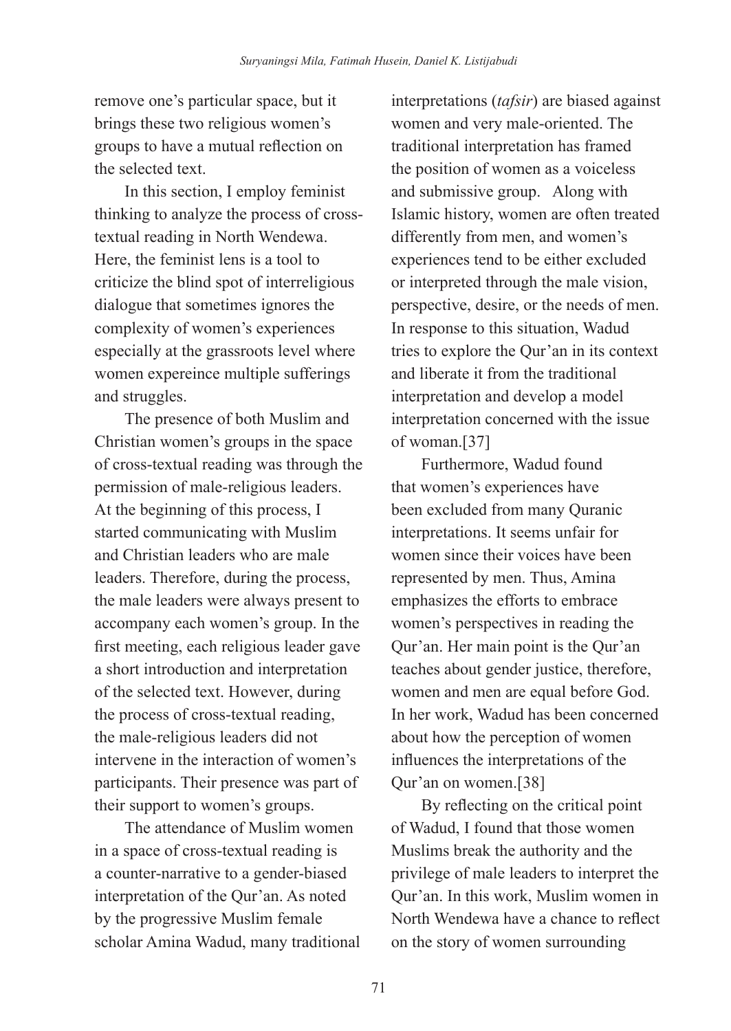remove one's particular space, but it brings these two religious women's groups to have a mutual reflection on the selected text.

In this section, I employ feminist thinking to analyze the process of cross-textual reading in North Wendewa. Here, the feminist lens is a tool to criticize the blind spot of interreligious dialogue that sometimes ignores the complexity of women's experiences especially at the grassroots level where women expereince multiple sufferings and struggles.

The presence of both Muslim and Christian women's groups in the space of cross-textual reading was through the permission of male-religious leaders. At the beginning of this process, I started communicating with Muslim and Christian leaders who are male leaders. Therefore, during the process, the male leaders were always present to accompany each women's group. In the first meeting, each religious leader gave a short introduction and interpretation of the selected text. However, during the process of cross-textual reading, the male-religious leaders did not intervene in the interaction of women's participants. Their presence was part of their support to women's groups.

The attendance of Muslim women in a space of cross-textual reading is a counter-narrative to a gender-biased interpretation of the Qur'an. As noted by the progressive Muslim female scholar Amina Wadud, many traditional interpretations (*tafsir*) are biased against women and very male-oriented. The traditional interpretation has framed the position of women as a voiceless and submissive group. Along with Islamic history, women are often treated differently from men, and women's experiences tend to be either excluded or interpreted through the male vision, perspective, desire, or the needs of men. In response to this situation, Wadud tries to explore the Qur'an in its context and liberate it from the traditional interpretation and develop a model interpretation concerned with the issue of woman.[37]

Furthermore, Wadud found that women's experiences have been excluded from many Quranic interpretations. It seems unfair for women since their voices have been represented by men. Thus, Amina emphasizes the efforts to embrace women's perspectives in reading the Qur'an. Her main point is the Qur'an teaches about gender justice, therefore, women and men are equal before God. In her work, Wadud has been concerned about how the perception of women influences the interpretations of the Qur'an on women.[38]

By reflecting on the critical point of Wadud, I found that those women Muslims break the authority and the privilege of male leaders to interpret the Qur'an. In this work, Muslim women in North Wendewa have a chance to reflect on the story of women surrounding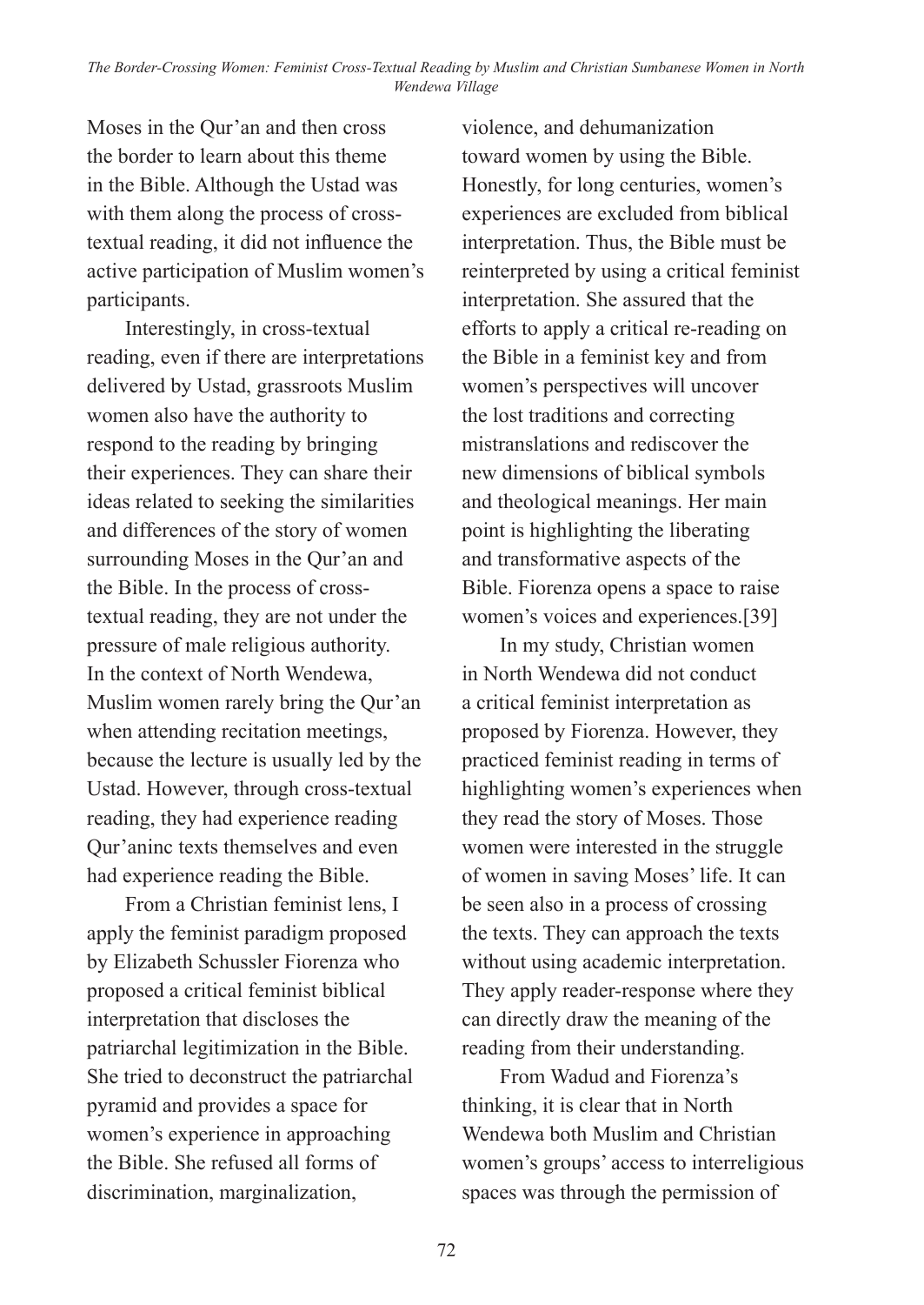Moses in the Qur'an and then cross the border to learn about this theme in the Bible. Although the Ustad was with them along the process of cross-textual reading, it did not influence the active participation of Muslim women's participants.

Interestingly, in cross-textual reading, even if there are interpretations delivered by Ustad, grassroots Muslim women also have the authority to respond to the reading by bringing their experiences. They can share their ideas related to seeking the similarities and differences of the story of women surrounding Moses in the Qur'an and the Bible. In the process of cross-textual reading, they are not under the pressure of male religious authority. In the context of North Wendewa, Muslim women rarely bring the Qur'an when attending recitation meetings, because the lecture is usually led by the Ustad. However, through cross-textual reading, they had experience reading Qur'aninc texts themselves and even had experience reading the Bible.

From a Christian feminist lens, I apply the feminist paradigm proposed by Elizabeth Schussler Fiorenza who proposed a critical feminist biblical interpretation that discloses the patriarchal legitimization in the Bible. She tried to deconstruct the patriarchal pyramid and provides a space for women's experience in approaching the Bible. She refused all forms of discrimination, marginalization, violence, and dehumanization toward women by using the Bible. Honestly, for long centuries, women's experiences are excluded from biblical interpretation. Thus, the Bible must be reinterpreted by using a critical feminist interpretation. She assured that the efforts to apply a critical re-reading on the Bible in a feminist key and from women's perspectives will uncover the lost traditions and correcting mistranslations and rediscover the new dimensions of biblical symbols and theological meanings. Her main point is highlighting the liberating and transformative aspects of the Bible. Fiorenza opens a space to raise women's voices and experiences.[39]

In my study, Christian women in North Wendewa did not conduct a critical feminist interpretation as proposed by Fiorenza. However, they practiced feminist reading in terms of highlighting women's experiences when they read the story of Moses. Those women were interested in the struggle of women in saving Moses' life. It can be seen also in a process of crossing the texts. They can approach the texts without using academic interpretation. They apply reader-response where they can directly draw the meaning of the reading from their understanding.

From Wadud and Fiorenza's thinking, it is clear that in North Wendewa both Muslim and Christian women's groups' access to interreligious spaces was through the permission of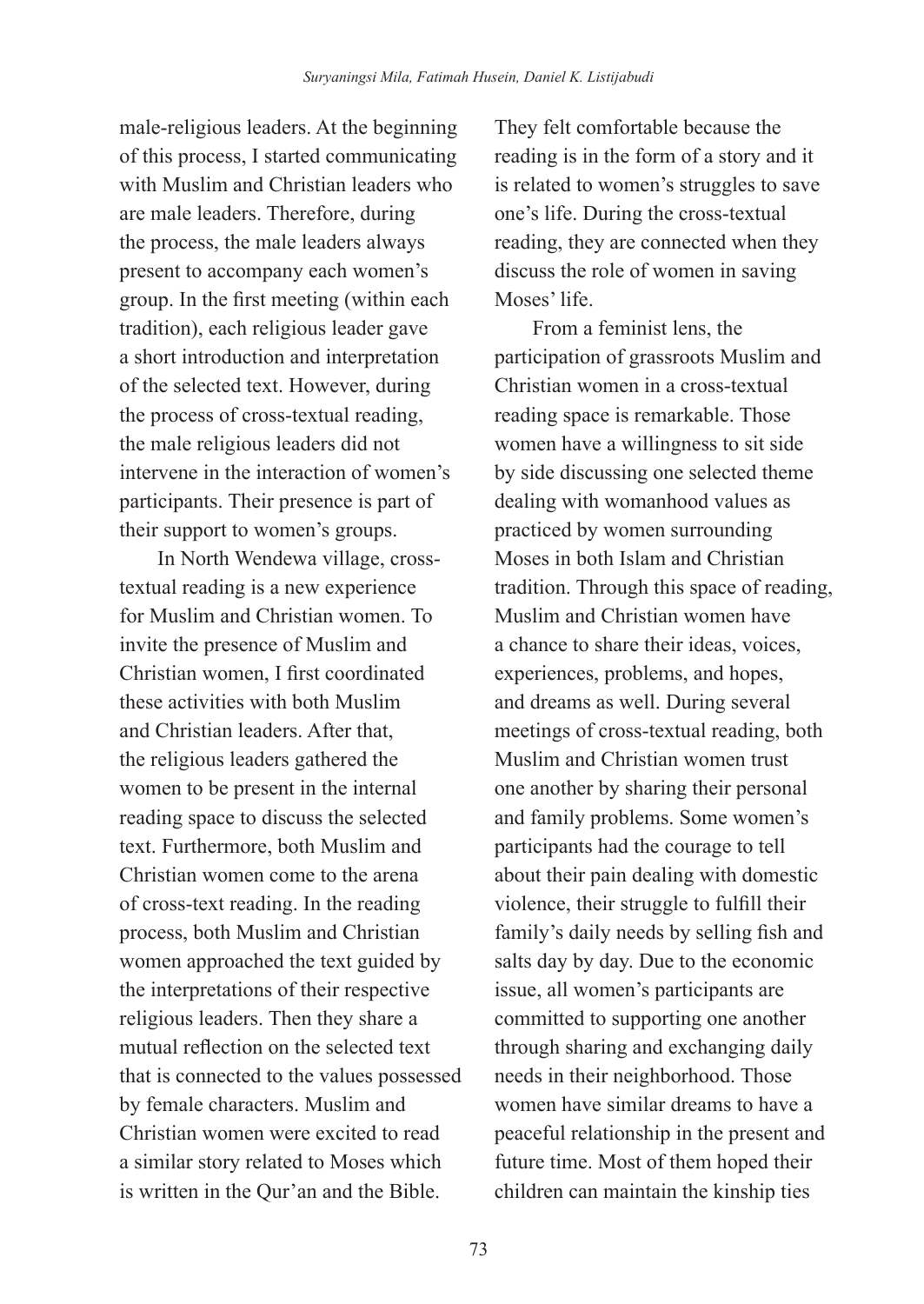male-religious leaders. At the beginning of this process, I started communicating with Muslim and Christian leaders who are male leaders. Therefore, during the process, the male leaders always present to accompany each women's group. In the first meeting (within each tradition), each religious leader gave a short introduction and interpretation of the selected text. However, during the process of cross-textual reading, the male religious leaders did not intervene in the interaction of women's participants. Their presence is part of their support to women's groups.

In North Wendewa village, cross-textual reading is a new experience for Muslim and Christian women. To invite the presence of Muslim and Christian women, I first coordinated these activities with both Muslim and Christian leaders. After that, the religious leaders gathered the women to be present in the internal reading space to discuss the selected text. Furthermore, both Muslim and Christian women come to the arena of cross-text reading. In the reading process, both Muslim and Christian women approached the text guided by the interpretations of their respective religious leaders. Then they share a mutual reflection on the selected text that is connected to the values possessed by female characters. Muslim and Christian women were excited to read a similar story related to Moses which is written in the Qur'an and the Bible. They felt comfortable because the reading is in the form of a story and it is related to women's struggles to save one's life. During the cross-textual reading, they are connected when they discuss the role of women in saving Moses' life.

From a feminist lens, the participation of grassroots Muslim and Christian women in a cross-textual reading space is remarkable. Those women have a willingness to sit side by side discussing one selected theme dealing with womanhood values as practiced by women surrounding Moses in both Islam and Christian tradition. Through this space of reading, Muslim and Christian women have a chance to share their ideas, voices, experiences, problems, and hopes, and dreams as well. During several meetings of cross-textual reading, both Muslim and Christian women trust one another by sharing their personal and family problems. Some women's participants had the courage to tell about their pain dealing with domestic violence, their struggle to fulfill their family's daily needs by selling fish and salts day by day. Due to the economic issue, all women's participants are committed to supporting one another through sharing and exchanging daily needs in their neighborhood. Those women have similar dreams to have a peaceful relationship in the present and future time. Most of them hoped their children can maintain the kinship ties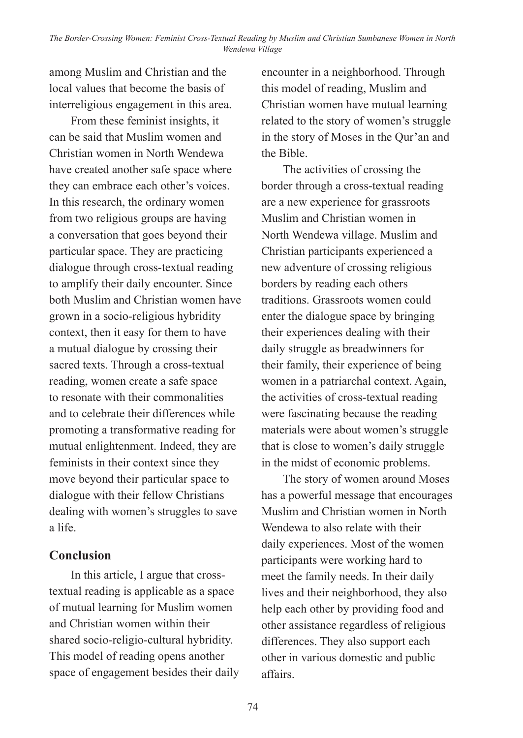among Muslim and Christian and the local values that become the basis of interreligious engagement in this area.

From these feminist insights, it can be said that Muslim women and Christian women in North Wendewa have created another safe space where they can embrace each other's voices. In this research, the ordinary women from two religious groups are having a conversation that goes beyond their particular space. They are practicing dialogue through cross-textual reading to amplify their daily encounter. Since both Muslim and Christian women have grown in a socio-religious hybridity context, then it easy for them to have a mutual dialogue by crossing their sacred texts. Through a cross-textual reading, women create a safe space to resonate with their commonalities and to celebrate their differences while promoting a transformative reading for mutual enlightenment. Indeed, they are feminists in their context since they move beyond their particular space to dialogue with their fellow Christians dealing with women's struggles to save a life.

## Conclusion

In this article, I argue that cross-textual reading is applicable as a space of mutual learning for Muslim women and Christian women within their shared socio-religio-cultural hybridity. This model of reading opens another space of engagement besides their daily encounter in a neighborhood. Through this model of reading, Muslim and Christian women have mutual learning related to the story of women's struggle in the story of Moses in the Qur'an and the Bible.

The activities of crossing the border through a cross-textual reading are a new experience for grassroots Muslim and Christian women in North Wendewa village. Muslim and Christian participants experienced a new adventure of crossing religious borders by reading each others traditions. Grassroots women could enter the dialogue space by bringing their experiences dealing with their daily struggle as breadwinners for their family, their experience of being women in a patriarchal context. Again, the activities of cross-textual reading were fascinating because the reading materials were about women's struggle that is close to women's daily struggle in the midst of economic problems.

The story of women around Moses has a powerful message that encourages Muslim and Christian women in North Wendewa to also relate with their daily experiences. Most of the women participants were working hard to meet the family needs. In their daily lives and their neighborhood, they also help each other by providing food and other assistance regardless of religious differences. They also support each other in various domestic and public affairs.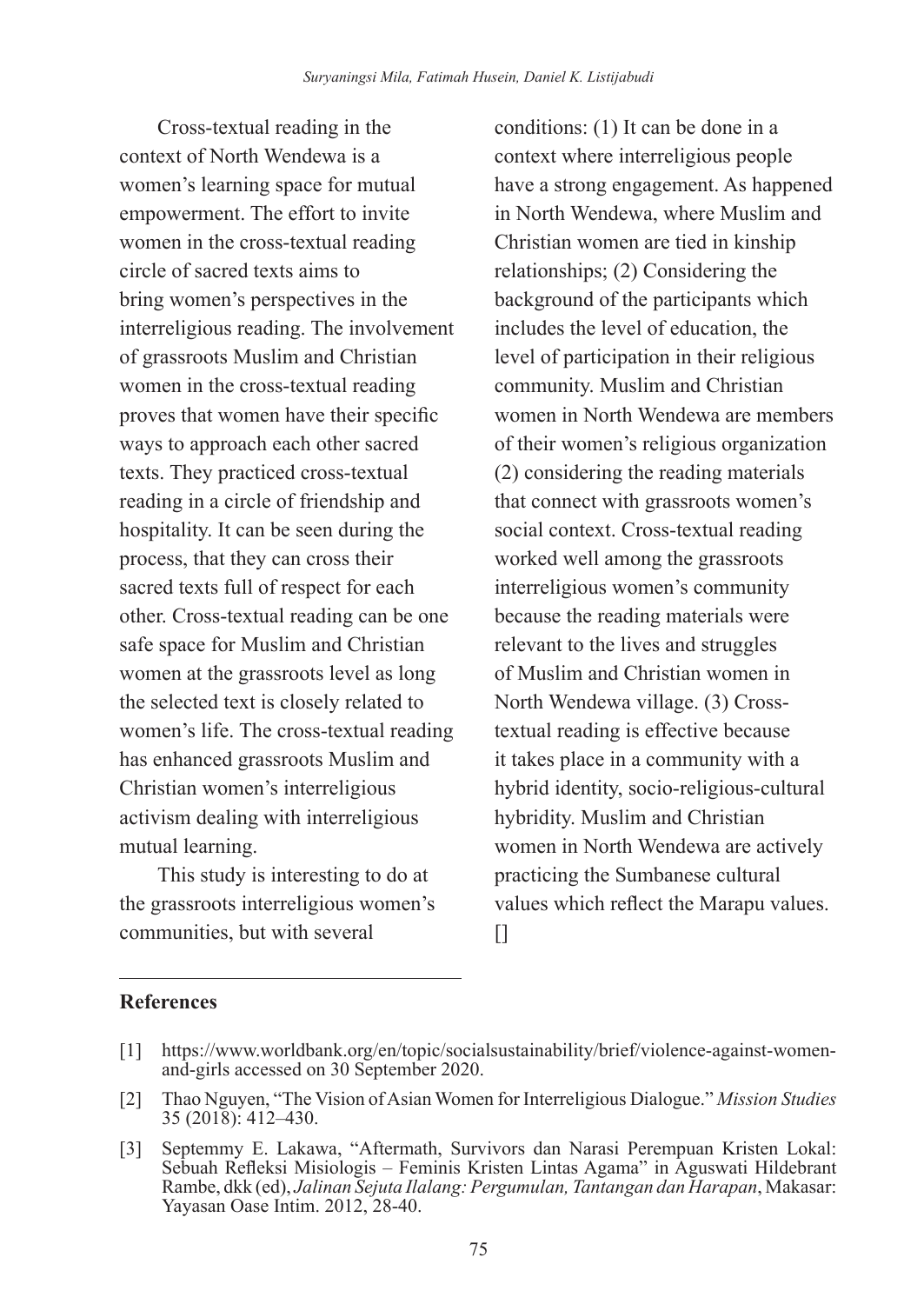Cross-textual reading in the context of North Wendewa is a women's learning space for mutual empowerment. The effort to invite women in the cross-textual reading circle of sacred texts aims to bring women's perspectives in the interreligious reading. The involvement of grassroots Muslim and Christian women in the cross-textual reading proves that women have their specific ways to approach each other sacred texts. They practiced cross-textual reading in a circle of friendship and hospitality. It can be seen during the process, that they can cross their sacred texts full of respect for each other. Cross-textual reading can be one safe space for Muslim and Christian women at the grassroots level as long the selected text is closely related to women's life. The cross-textual reading has enhanced grassroots Muslim and Christian women's interreligious activism dealing with interreligious mutual learning.

This study is interesting to do at the grassroots interreligious women's communities, but with several conditions: (1) It can be done in a context where interreligious people have a strong engagement. As happened in North Wendewa, where Muslim and Christian women are tied in kinship relationships; (2) Considering the background of the participants which includes the level of education, the level of participation in their religious community. Muslim and Christian women in North Wendewa are members of their women's religious organization (2) considering the reading materials that connect with grassroots women's social context. Cross-textual reading worked well among the grassroots interreligious women's community because the reading materials were relevant to the lives and struggles of Muslim and Christian women in North Wendewa village. (3) Cross-textual reading is effective because it takes place in a community with a hybrid identity, socio-religious-cultural hybridity. Muslim and Christian women in North Wendewa are actively practicing the Sumbanese cultural values which reflect the Marapu values. []

## References

[1] https://www.worldbank.org/en/topic/socialsustainability/brief/violence-against-women-and-girls accessed on 30 September 2020.

[2] Thao Nguyen, "The Vision of Asian Women for Interreligious Dialogue." *Mission Studies* 35 (2018): 412–430.

[3] Septemmy E. Lakawa, "Aftermath, Survivors dan Narasi Perempuan Kristen Lokal: Sebuah Refleksi Misiologis – Feminis Kristen Lintas Agama" in Aguswati Hildebrant Rambe, dkk (ed), *Jalinan Sejuta Ilalang: Pergumulan, Tantangan dan Harapan*, Makasar: Yayasan Oase Intim. 2012, 28-40.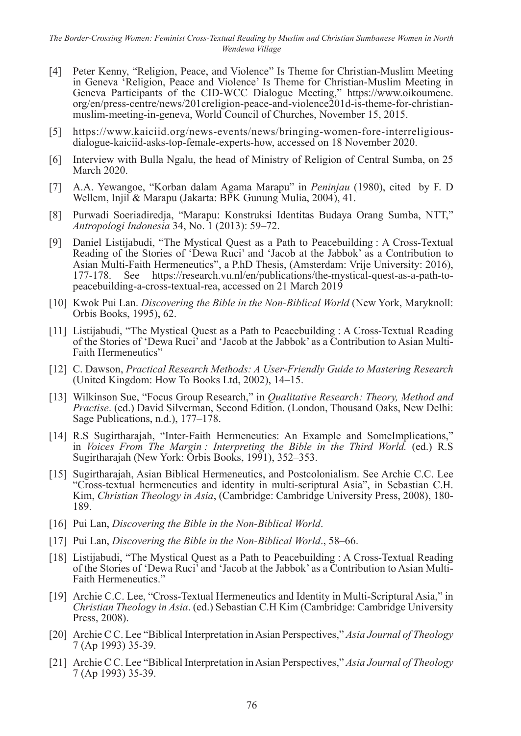- [4] Peter Kenny, "Religion, Peace, and Violence" Is Theme for Christian-Muslim Meeting in Geneva 'Religion, Peace and Violence' Is Theme for Christian-Muslim Meeting in Geneva Participants of the CID-WCC Dialogue Meeting," https://www.oikoumene.org/en/press-centre/news/201creligion-peace-and-violence201d-is-theme-for-christian-muslim-meeting-in-geneva, World Council of Churches, November 15, 2015.
- [5] https://www.kaiciid.org/news-events/news/bringing-women-fore-interreligious-dialogue-kaiciid-asks-top-female-experts-how, accessed on 18 November 2020.
- [6] Interview with Bulla Ngalu, the head of Ministry of Religion of Central Sumba, on 25 March 2020.
- [7] A.A. Yewangoe, "Korban dalam Agama Marapu" in *Peninjau* (1980), cited by F. D Wellem, Injil & Marapu (Jakarta: BPK Gunung Mulia, 2004), 41.
- [8] Purwadi Soeriadiredja, "Marapu: Konstruksi Identitas Budaya Orang Sumba, NTT," *Antropologi Indonesia* 34, No. 1 (2013): 59–72.
- [9] Daniel Listijabudi, "The Mystical Quest as a Path to Peacebuilding : A Cross-Textual Reading of the Stories of 'Dewa Ruci' and 'Jacob at the Jabbok' as a Contribution to Asian Multi-Faith Hermeneutics", a P.hD Thesis, (Amsterdam: Vrije University: 2016), 177-178. See https://research.vu.nl/en/publications/the-mystical-quest-as-a-path-to-peacebuilding-a-cross-textual-rea, accessed on 21 March 2019
- [10] Kwok Pui Lan. *Discovering the Bible in the Non-Biblical World* (New York, Maryknoll: Orbis Books, 1995), 62.
- [11] Listijabudi, "The Mystical Quest as a Path to Peacebuilding : A Cross-Textual Reading of the Stories of 'Dewa Ruci' and 'Jacob at the Jabbok' as a Contribution to Asian Multi-Faith Hermeneutics"
- [12] C. Dawson, *Practical Research Methods: A User-Friendly Guide to Mastering Research* (United Kingdom: How To Books Ltd, 2002), 14–15.
- [13] Wilkinson Sue, "Focus Group Research," in *Qualitative Research: Theory, Method and Practise*. (ed.) David Silverman, Second Edition. (London, Thousand Oaks, New Delhi: Sage Publications, n.d.), 177–178.
- [14] R.S Sugirtharajah, "Inter-Faith Hermeneutics: An Example and SomeImplications," in *Voices From The Margin : Interpreting the Bible in the Third World.* (ed.) R.S Sugirtharajah (New York: Orbis Books, 1991), 352–353.
- [15] Sugirtharajah, Asian Biblical Hermeneutics, and Postcolonialism. See Archie C.C. Lee "Cross-textual hermeneutics and identity in multi-scriptural Asia", in Sebastian C.H. Kim, *Christian Theology in Asia*, (Cambridge: Cambridge University Press, 2008), 180-189.
- [16] Pui Lan, *Discovering the Bible in the Non-Biblical World*.
- [17] Pui Lan, *Discovering the Bible in the Non-Biblical World*., 58–66.
- [18] Listijabudi, "The Mystical Quest as a Path to Peacebuilding : A Cross-Textual Reading of the Stories of 'Dewa Ruci' and 'Jacob at the Jabbok' as a Contribution to Asian Multi-Faith Hermeneutics."
- [19] Archie C.C. Lee, "Cross-Textual Hermeneutics and Identity in Multi-Scriptural Asia," in *Christian Theology in Asia*. (ed.) Sebastian C.H Kim (Cambridge: Cambridge University Press, 2008).
- [20] Archie C C. Lee "Biblical Interpretation in Asian Perspectives," *Asia Journal of Theology* 7 (Ap 1993) 35-39.
- [21] Archie C C. Lee "Biblical Interpretation in Asian Perspectives," *Asia Journal of Theology* 7 (Ap 1993) 35-39.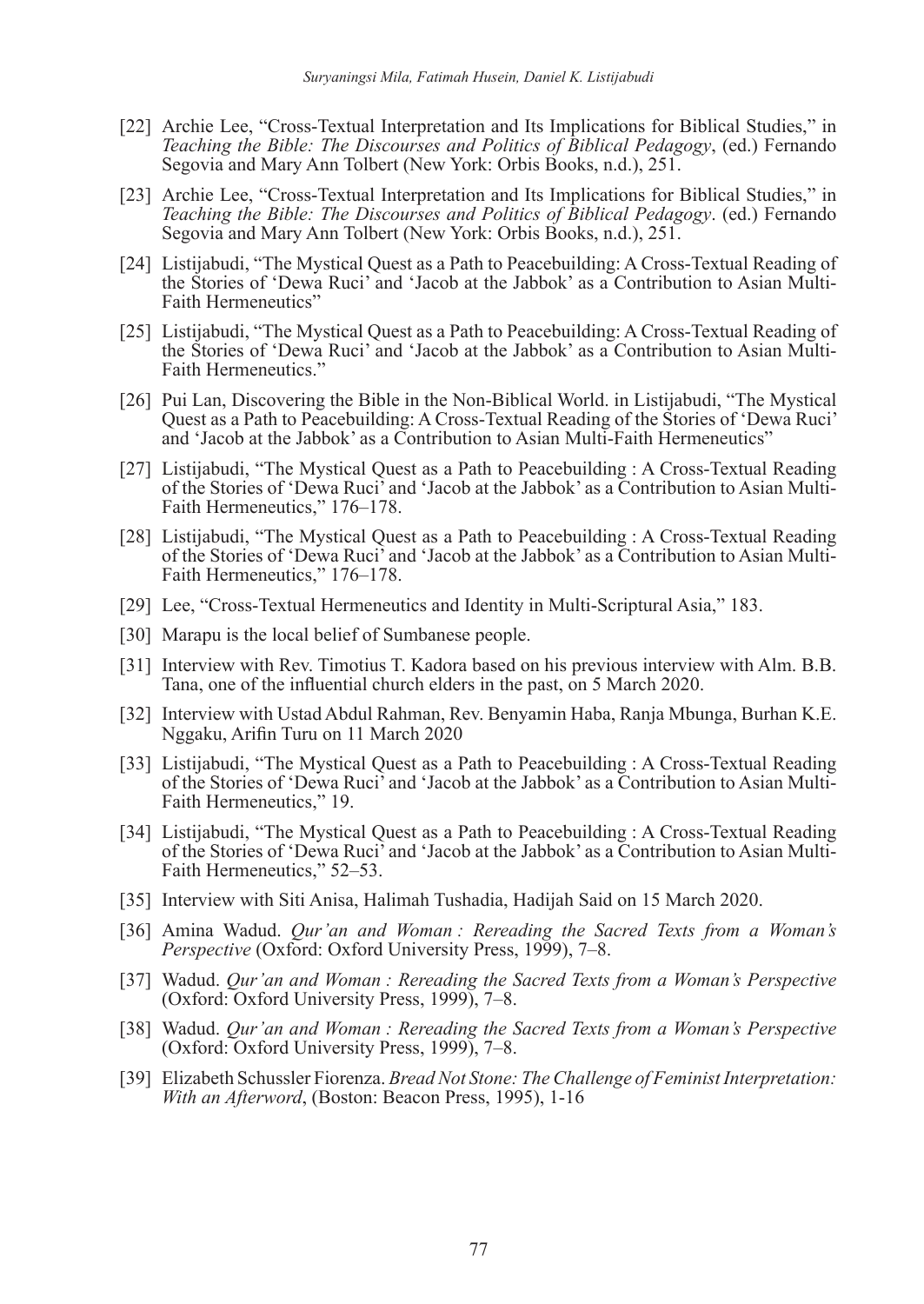[22] Archie Lee, "Cross-Textual Interpretation and Its Implications for Biblical Studies," in *Teaching the Bible: The Discourses and Politics of Biblical Pedagogy*, (ed.) Fernando Segovia and Mary Ann Tolbert (New York: Orbis Books, n.d.), 251.

[23] Archie Lee, "Cross-Textual Interpretation and Its Implications for Biblical Studies," in *Teaching the Bible: The Discourses and Politics of Biblical Pedagogy*. (ed.) Fernando Segovia and Mary Ann Tolbert (New York: Orbis Books, n.d.), 251.

[24] Listijabudi, "The Mystical Quest as a Path to Peacebuilding: A Cross-Textual Reading of the Stories of 'Dewa Ruci' and 'Jacob at the Jabbok' as a Contribution to Asian Multi-Faith Hermeneutics"

[25] Listijabudi, "The Mystical Quest as a Path to Peacebuilding: A Cross-Textual Reading of the Stories of 'Dewa Ruci' and 'Jacob at the Jabbok' as a Contribution to Asian Multi-Faith Hermeneutics."

[26] Pui Lan, Discovering the Bible in the Non-Biblical World. in Listijabudi, "The Mystical Quest as a Path to Peacebuilding: A Cross-Textual Reading of the Stories of 'Dewa Ruci' and 'Jacob at the Jabbok' as a Contribution to Asian Multi-Faith Hermeneutics"

[27] Listijabudi, "The Mystical Quest as a Path to Peacebuilding : A Cross-Textual Reading of the Stories of 'Dewa Ruci' and 'Jacob at the Jabbok' as a Contribution to Asian Multi-Faith Hermeneutics," 176–178.

[28] Listijabudi, "The Mystical Quest as a Path to Peacebuilding : A Cross-Textual Reading of the Stories of 'Dewa Ruci' and 'Jacob at the Jabbok' as a Contribution to Asian Multi-Faith Hermeneutics," 176–178.

[29] Lee, "Cross-Textual Hermeneutics and Identity in Multi-Scriptural Asia," 183.

[30] Marapu is the local belief of Sumbanese people.

[31] Interview with Rev. Timotius T. Kadora based on his previous interview with Alm. B.B. Tana, one of the influential church elders in the past, on 5 March 2020.

[32] Interview with Ustad Abdul Rahman, Rev. Benyamin Haba, Ranja Mbunga, Burhan K.E. Nggaku, Arifin Turu on 11 March 2020

[33] Listijabudi, "The Mystical Quest as a Path to Peacebuilding : A Cross-Textual Reading of the Stories of 'Dewa Ruci' and 'Jacob at the Jabbok' as a Contribution to Asian Multi-Faith Hermeneutics," 19.

[34] Listijabudi, "The Mystical Quest as a Path to Peacebuilding : A Cross-Textual Reading of the Stories of 'Dewa Ruci' and 'Jacob at the Jabbok' as a Contribution to Asian Multi-Faith Hermeneutics," 52–53.

[35] Interview with Siti Anisa, Halimah Tushadia, Hadijah Said on 15 March 2020.

[36] Amina Wadud. *Qur'an and Woman : Rereading the Sacred Texts from a Woman's Perspective* (Oxford: Oxford University Press, 1999), 7–8.

[37] Wadud. *Qur'an and Woman : Rereading the Sacred Texts from a Woman's Perspective* (Oxford: Oxford University Press, 1999), 7–8.

[38] Wadud. *Qur'an and Woman : Rereading the Sacred Texts from a Woman's Perspective* (Oxford: Oxford University Press, 1999), 7–8.

[39] Elizabeth Schussler Fiorenza. *Bread Not Stone: The Challenge of Feminist Interpretation: With an Afterword*, (Boston: Beacon Press, 1995), 1-16